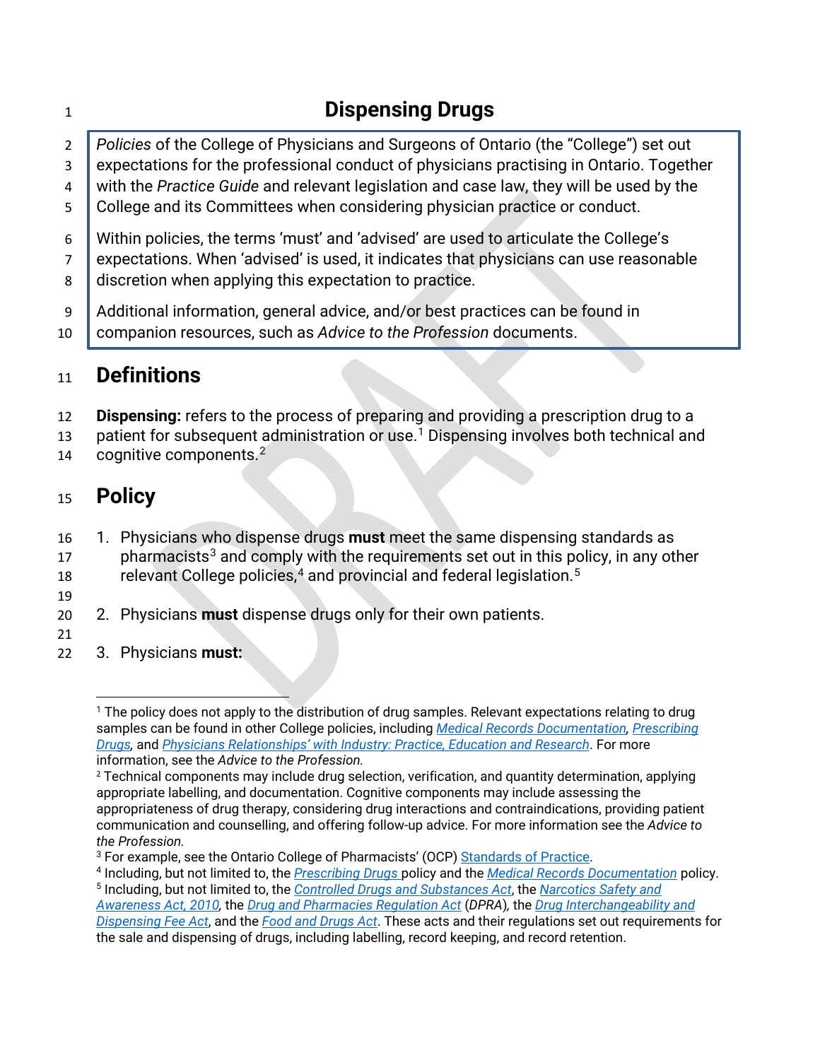# Dispensing Drugs

*Policies* of the College of Physicians and Surgeons of Ontario (the "College") set out expectations for the professional conduct of physicians practising in Ontario. Together with the *Practice Guide* and relevant legislation and case law, they will be used by the College and its Committees when considering physician practice or conduct.

Within policies, the terms 'must' and 'advised' are used to articulate the College's expectations. When 'advised' is used, it indicates that physicians can use reasonable discretion when applying this expectation to practice.

Additional information, general advice, and/or best practices can be found in companion resources, such as *Advice to the Profession* documents.

## Definitions

**Dispensing:** refers to the process of preparing and providing a prescription drug to a patient for subsequent administration or use.[1] Dispensing involves both technical and cognitive components.[2]

## Policy

1. Physicians who dispense drugs **must** meet the same dispensing standards as pharmacists[3] and comply with the requirements set out in this policy, in any other relevant College policies,[4] and provincial and federal legislation.[5]

2. Physicians **must** dispense drugs only for their own patients.

3. Physicians **must:**

---

[1] The policy does not apply to the distribution of drug samples. Relevant expectations relating to drug samples can be found in other College policies, including *Medical Records Documentation*, *Prescribing Drugs*, and *Physicians Relationships' with Industry: Practice, Education and Research*. For more information, see the *Advice to the Profession.*

[2] Technical components may include drug selection, verification, and quantity determination, applying appropriate labelling, and documentation. Cognitive components may include assessing the appropriateness of drug therapy, considering drug interactions and contraindications, providing patient communication and counselling, and offering follow-up advice. For more information see the *Advice to the Profession.*

[3] For example, see the Ontario College of Pharmacists' (OCP) Standards of Practice.

[4] Including, but not limited to, the *Prescribing Drugs* policy and the *Medical Records Documentation* policy.

[5] Including, but not limited to, the *Controlled Drugs and Substances Act*, the *Narcotics Safety and Awareness Act, 2010*, the *Drug and Pharmacies Regulation Act* (*DPRA*), the *Drug Interchangeability and Dispensing Fee Act*, and the *Food and Drugs Act*. These acts and their regulations set out requirements for the sale and dispensing of drugs, including labelling, record keeping, and record retention.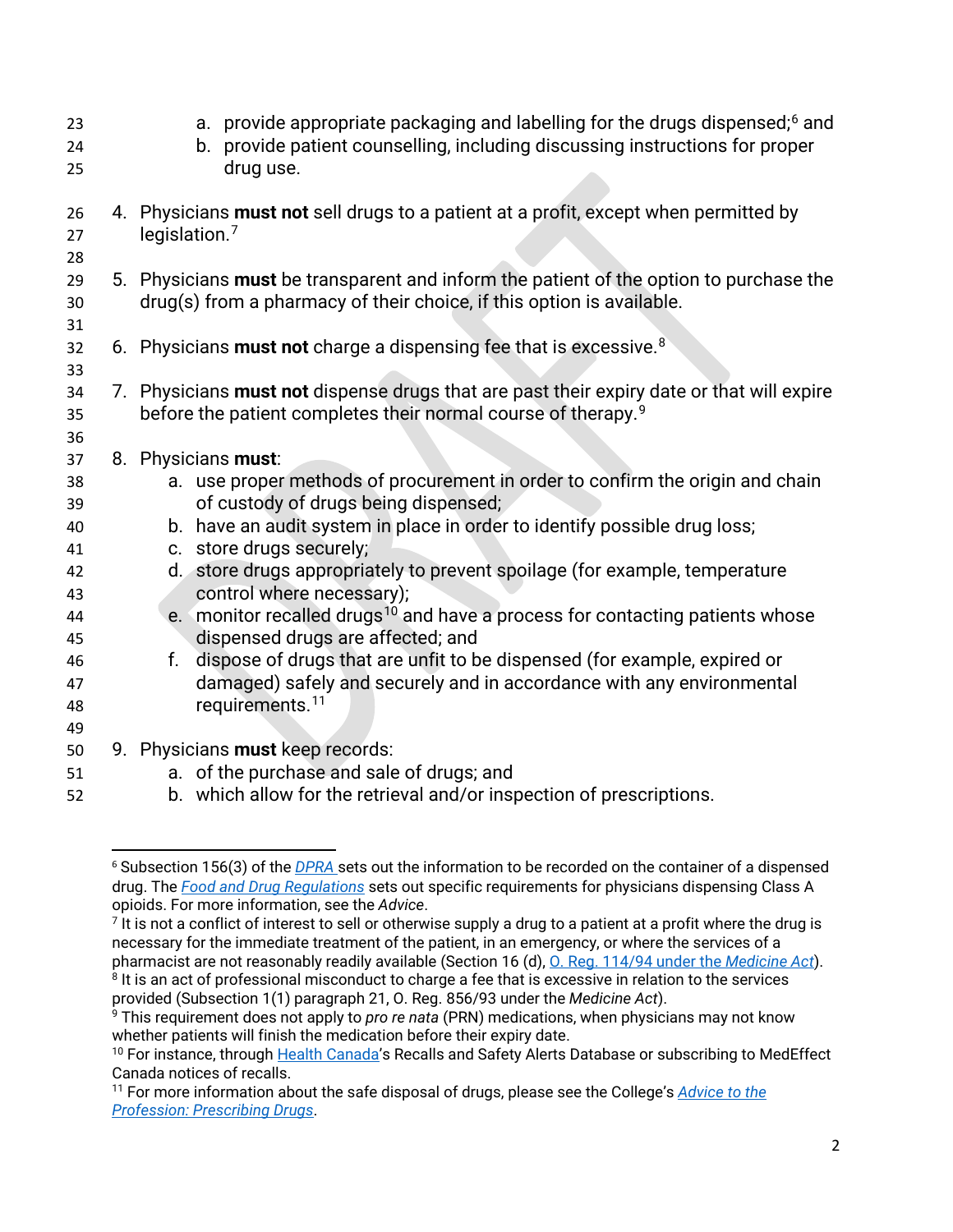a. provide appropriate packaging and labelling for the drugs dispensed;[6] and
   b. provide patient counselling, including discussing instructions for proper drug use.

4. Physicians **must not** sell drugs to a patient at a profit, except when permitted by legislation.[7]

5. Physicians **must** be transparent and inform the patient of the option to purchase the drug(s) from a pharmacy of their choice, if this option is available.

6. Physicians **must not** charge a dispensing fee that is excessive.[8]

7. Physicians **must not** dispense drugs that are past their expiry date or that will expire before the patient completes their normal course of therapy.[9]

8. Physicians **must**:
   a. use proper methods of procurement in order to confirm the origin and chain of custody of drugs being dispensed;
   b. have an audit system in place in order to identify possible drug loss;
   c. store drugs securely;
   d. store drugs appropriately to prevent spoilage (for example, temperature control where necessary);
   e. monitor recalled drugs[10] and have a process for contacting patients whose dispensed drugs are affected; and
   f. dispose of drugs that are unfit to be dispensed (for example, expired or damaged) safely and securely and in accordance with any environmental requirements.[11]

9. Physicians **must** keep records:
   a. of the purchase and sale of drugs; and
   b. which allow for the retrieval and/or inspection of prescriptions.

---

[6] Subsection 156(3) of the *DPRA* sets out the information to be recorded on the container of a dispensed drug. The *Food and Drug Regulations* sets out specific requirements for physicians dispensing Class A opioids. For more information, see the *Advice*.

[7] It is not a conflict of interest to sell or otherwise supply a drug to a patient at a profit where the drug is necessary for the immediate treatment of the patient, in an emergency, or where the services of a pharmacist are not reasonably readily available (Section 16 (d), O. Reg. 114/94 under the *Medicine Act*).

[8] It is an act of professional misconduct to charge a fee that is excessive in relation to the services provided (Subsection 1(1) paragraph 21, O. Reg. 856/93 under the *Medicine Act*).

[9] This requirement does not apply to *pro re nata* (PRN) medications, when physicians may not know whether patients will finish the medication before their expiry date.

[10] For instance, through Health Canada's Recalls and Safety Alerts Database or subscribing to MedEffect Canada notices of recalls.

[11] For more information about the safe disposal of drugs, please see the College's *Advice to the Profession: Prescribing Drugs*.